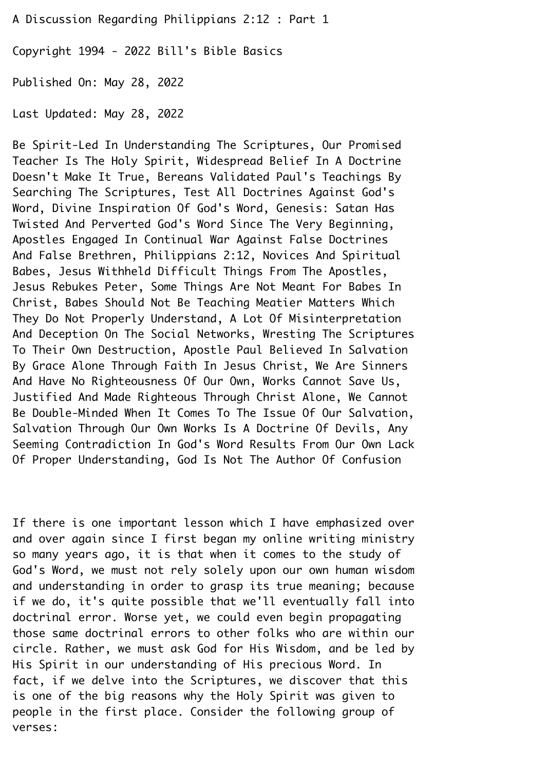# A Discussion Regarding Philippians 2:12 : Part 1

Copyright 1994 - 2022 Bill's Bible Basics

Published On: May 28, 2022

Last Updated: May 28, 2022

Be Spirit-Led In Understanding The Scriptures, Our Promised Teacher Is The Holy Spirit, Widespread Belief In A Doctrine Doesn't Make It True, Bereans Validated Paul's Teachings By Searching The Scriptures, Test All Doctrines Against God's Word, Divine Inspiration Of God's Word, Genesis: Satan Has Twisted And Perverted God's Word Since The Very Beginning, Apostles Engaged In Continual War Against False Doctrines And False Brethren, Philippians 2:12, Novices And Spiritual Babes, Jesus Withheld Difficult Things From The Apostles, Jesus Rebukes Peter, Some Things Are Not Meant For Babes In Christ, Babes Should Not Be Teaching Meatier Matters Which They Do Not Properly Understand, A Lot Of Misinterpretation And Deception On The Social Networks, Wresting The Scriptures To Their Own Destruction, Apostle Paul Believed In Salvation By Grace Alone Through Faith In Jesus Christ, We Are Sinners And Have No Righteousness Of Our Own, Works Cannot Save Us, Justified And Made Righteous Through Christ Alone, We Cannot Be Double-Minded When It Comes To The Issue Of Our Salvation, Salvation Through Our Own Works Is A Doctrine Of Devils, Any Seeming Contradiction In God's Word Results From Our Own Lack Of Proper Understanding, God Is Not The Author Of Confusion

If there is one important lesson which I have emphasized over and over again since I first began my online writing ministry so many years ago, it is that when it comes to the study of God's Word, we must not rely solely upon our own human wisdom and understanding in order to grasp its true meaning; because if we do, it's quite possible that we'll eventually fall into doctrinal error. Worse yet, we could even begin propagating those same doctrinal errors to other folks who are within our circle. Rather, we must ask God for His Wisdom, and be led by His Spirit in our understanding of His precious Word. In fact, if we delve into the Scriptures, we discover that this is one of the big reasons why the Holy Spirit was given to people in the first place. Consider the following group of verses: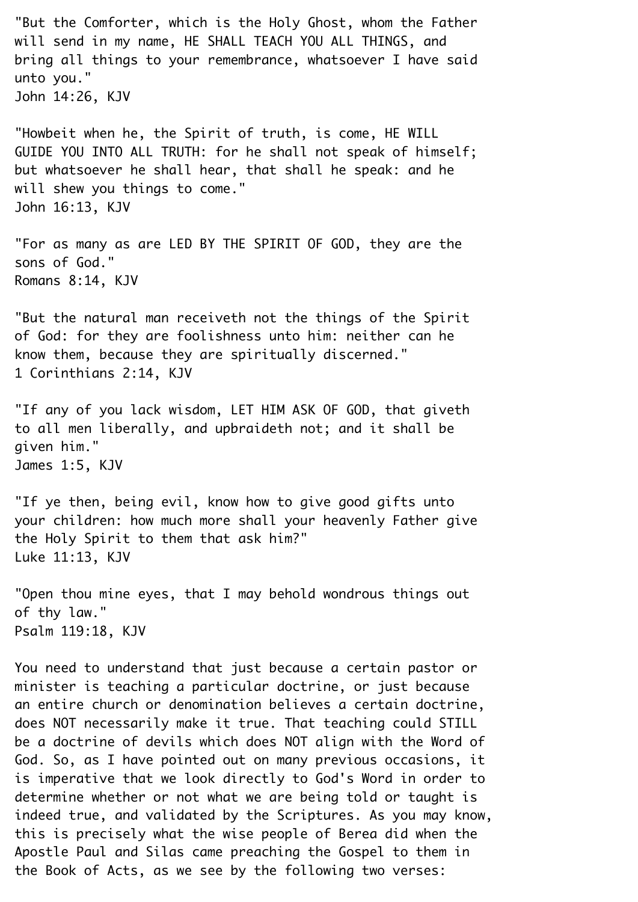"But the Comforter, which is the Holy Ghost, whom the Father will send in my name, HE SHALL TEACH YOU ALL THINGS, and bring all things to your remembrance, whatsoever I have said unto you."
John 14:26, KJV

"Howbeit when he, the Spirit of truth, is come, HE WILL GUIDE YOU INTO ALL TRUTH: for he shall not speak of himself; but whatsoever he shall hear, that shall he speak: and he will shew you things to come."
John 16:13, KJV

"For as many as are LED BY THE SPIRIT OF GOD, they are the sons of God."
Romans 8:14, KJV

"But the natural man receiveth not the things of the Spirit of God: for they are foolishness unto him: neither can he know them, because they are spiritually discerned."
1 Corinthians 2:14, KJV

"If any of you lack wisdom, LET HIM ASK OF GOD, that giveth to all men liberally, and upbraideth not; and it shall be given him."
James 1:5, KJV

"If ye then, being evil, know how to give good gifts unto your children: how much more shall your heavenly Father give the Holy Spirit to them that ask him?"
Luke 11:13, KJV

"Open thou mine eyes, that I may behold wondrous things out of thy law."
Psalm 119:18, KJV

You need to understand that just because a certain pastor or minister is teaching a particular doctrine, or just because an entire church or denomination believes a certain doctrine, does NOT necessarily make it true. That teaching could STILL be a doctrine of devils which does NOT align with the Word of God. So, as I have pointed out on many previous occasions, it is imperative that we look directly to God's Word in order to determine whether or not what we are being told or taught is indeed true, and validated by the Scriptures. As you may know, this is precisely what the wise people of Berea did when the Apostle Paul and Silas came preaching the Gospel to them in the Book of Acts, as we see by the following two verses: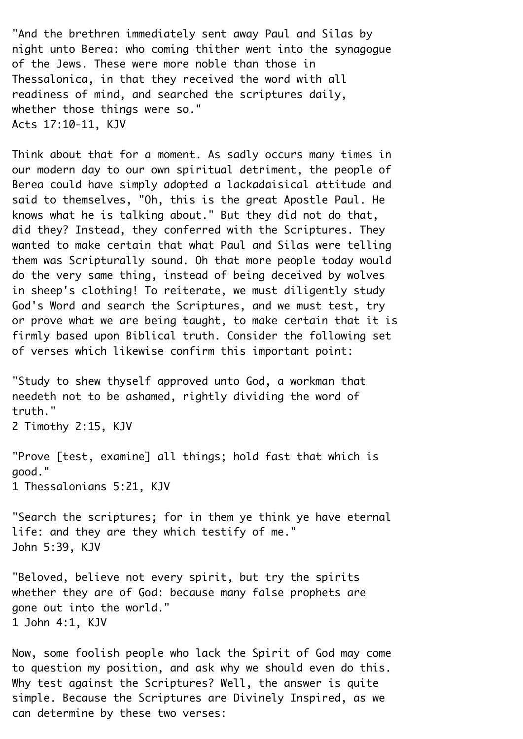"And the brethren immediately sent away Paul and Silas by night unto Berea: who coming thither went into the synagogue of the Jews. These were more noble than those in Thessalonica, in that they received the word with all readiness of mind, and searched the scriptures daily, whether those things were so."
Acts 17:10-11, KJV

Think about that for a moment. As sadly occurs many times in our modern day to our own spiritual detriment, the people of Berea could have simply adopted a lackadaisical attitude and said to themselves, "Oh, this is the great Apostle Paul. He knows what he is talking about." But they did not do that, did they? Instead, they conferred with the Scriptures. They wanted to make certain that what Paul and Silas were telling them was Scripturally sound. Oh that more people today would do the very same thing, instead of being deceived by wolves in sheep's clothing! To reiterate, we must diligently study God's Word and search the Scriptures, and we must test, try or prove what we are being taught, to make certain that it is firmly based upon Biblical truth. Consider the following set of verses which likewise confirm this important point:

"Study to shew thyself approved unto God, a workman that needeth not to be ashamed, rightly dividing the word of truth."
2 Timothy 2:15, KJV

"Prove [test, examine] all things; hold fast that which is good."
1 Thessalonians 5:21, KJV

"Search the scriptures; for in them ye think ye have eternal life: and they are they which testify of me."
John 5:39, KJV

"Beloved, believe not every spirit, but try the spirits whether they are of God: because many false prophets are gone out into the world."
1 John 4:1, KJV

Now, some foolish people who lack the Spirit of God may come to question my position, and ask why we should even do this. Why test against the Scriptures? Well, the answer is quite simple. Because the Scriptures are Divinely Inspired, as we can determine by these two verses: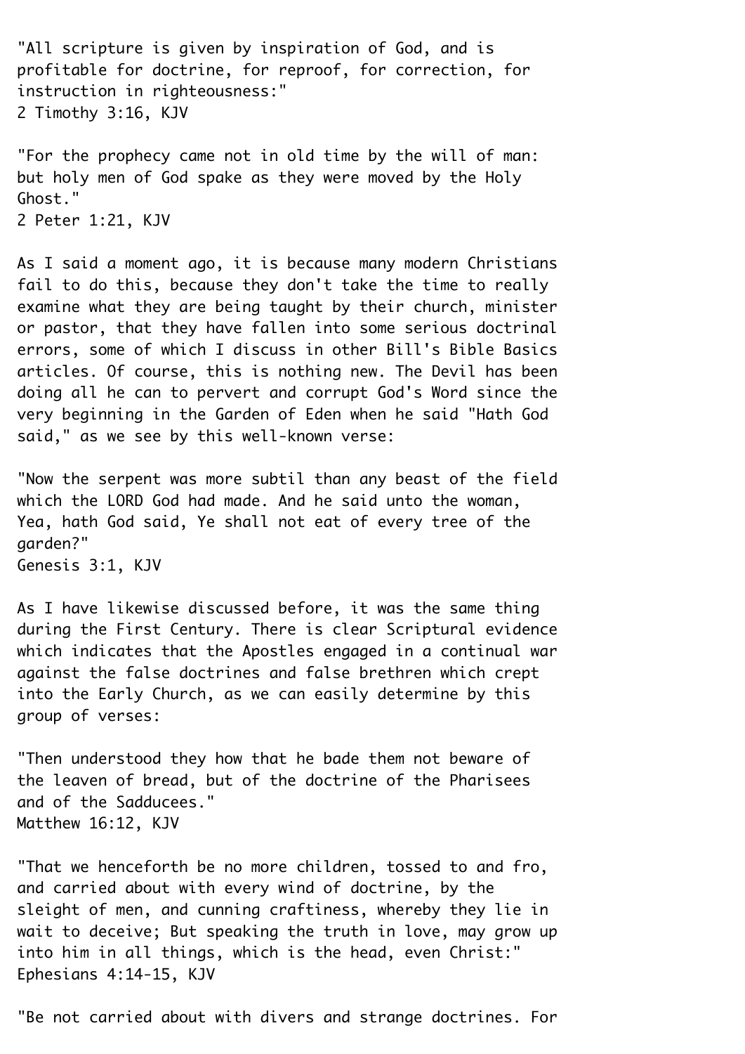"All scripture is given by inspiration of God, and is profitable for doctrine, for reproof, for correction, for instruction in righteousness:"
2 Timothy 3:16, KJV

"For the prophecy came not in old time by the will of man: but holy men of God spake as they were moved by the Holy Ghost."
2 Peter 1:21, KJV

As I said a moment ago, it is because many modern Christians fail to do this, because they don't take the time to really examine what they are being taught by their church, minister or pastor, that they have fallen into some serious doctrinal errors, some of which I discuss in other Bill's Bible Basics articles. Of course, this is nothing new. The Devil has been doing all he can to pervert and corrupt God's Word since the very beginning in the Garden of Eden when he said "Hath God said," as we see by this well-known verse:

"Now the serpent was more subtil than any beast of the field which the LORD God had made. And he said unto the woman, Yea, hath God said, Ye shall not eat of every tree of the garden?"
Genesis 3:1, KJV

As I have likewise discussed before, it was the same thing during the First Century. There is clear Scriptural evidence which indicates that the Apostles engaged in a continual war against the false doctrines and false brethren which crept into the Early Church, as we can easily determine by this group of verses:

"Then understood they how that he bade them not beware of the leaven of bread, but of the doctrine of the Pharisees and of the Sadducees."
Matthew 16:12, KJV

"That we henceforth be no more children, tossed to and fro, and carried about with every wind of doctrine, by the sleight of men, and cunning craftiness, whereby they lie in wait to deceive; But speaking the truth in love, may grow up into him in all things, which is the head, even Christ:"
Ephesians 4:14-15, KJV

"Be not carried about with divers and strange doctrines. For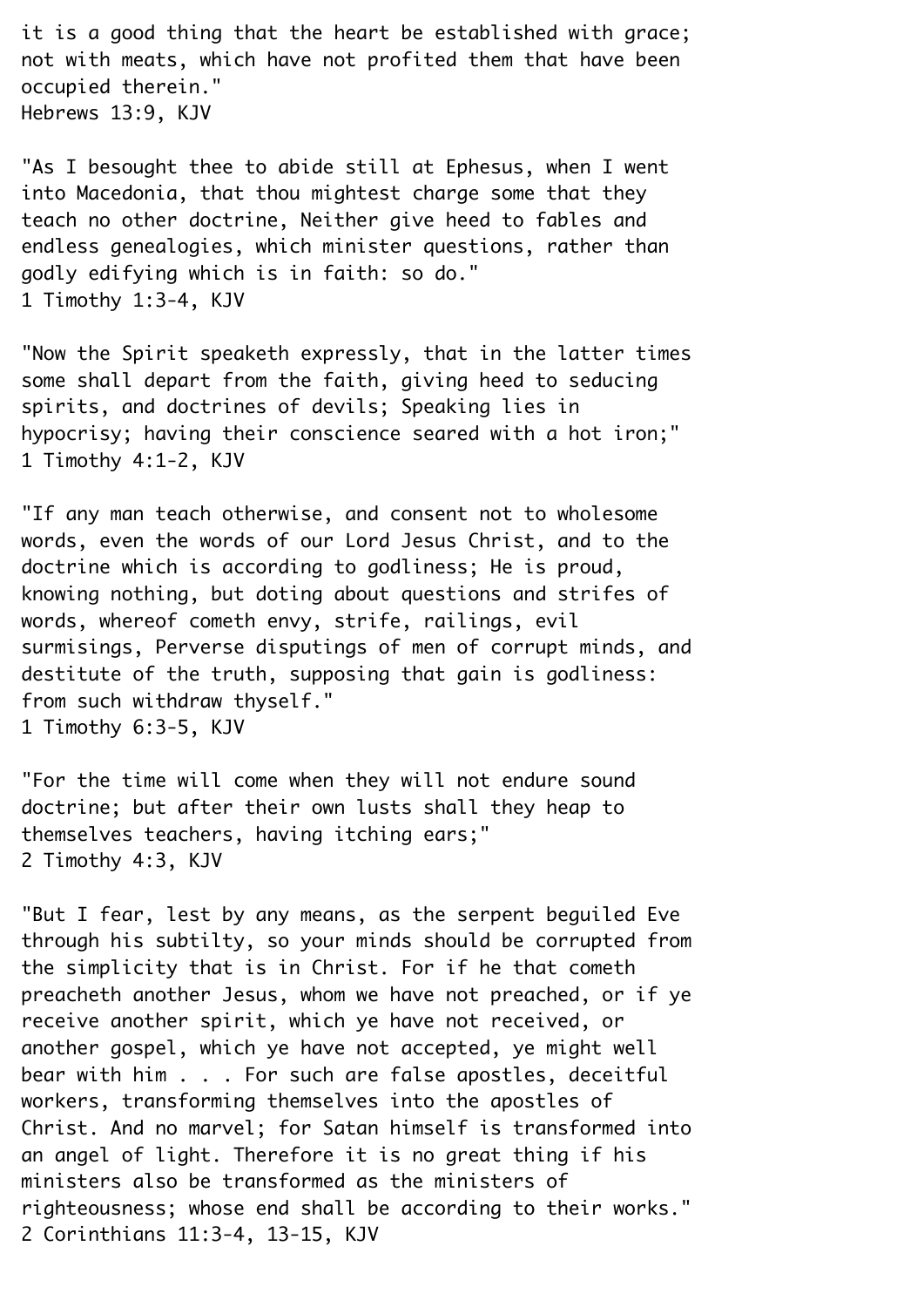it is a good thing that the heart be established with grace; not with meats, which have not profited them that have been occupied therein."
Hebrews 13:9, KJV

"As I besought thee to abide still at Ephesus, when I went into Macedonia, that thou mightest charge some that they teach no other doctrine, Neither give heed to fables and endless genealogies, which minister questions, rather than godly edifying which is in faith: so do."
1 Timothy 1:3-4, KJV

"Now the Spirit speaketh expressly, that in the latter times some shall depart from the faith, giving heed to seducing spirits, and doctrines of devils; Speaking lies in hypocrisy; having their conscience seared with a hot iron;"
1 Timothy 4:1-2, KJV

"If any man teach otherwise, and consent not to wholesome words, even the words of our Lord Jesus Christ, and to the doctrine which is according to godliness; He is proud, knowing nothing, but doting about questions and strifes of words, whereof cometh envy, strife, railings, evil surmisings, Perverse disputings of men of corrupt minds, and destitute of the truth, supposing that gain is godliness: from such withdraw thyself."
1 Timothy 6:3-5, KJV

"For the time will come when they will not endure sound doctrine; but after their own lusts shall they heap to themselves teachers, having itching ears;"
2 Timothy 4:3, KJV

"But I fear, lest by any means, as the serpent beguiled Eve through his subtilty, so your minds should be corrupted from the simplicity that is in Christ. For if he that cometh preacheth another Jesus, whom we have not preached, or if ye receive another spirit, which ye have not received, or another gospel, which ye have not accepted, ye might well bear with him . . . For such are false apostles, deceitful workers, transforming themselves into the apostles of Christ. And no marvel; for Satan himself is transformed into an angel of light. Therefore it is no great thing if his ministers also be transformed as the ministers of righteousness; whose end shall be according to their works."
2 Corinthians 11:3-4, 13-15, KJV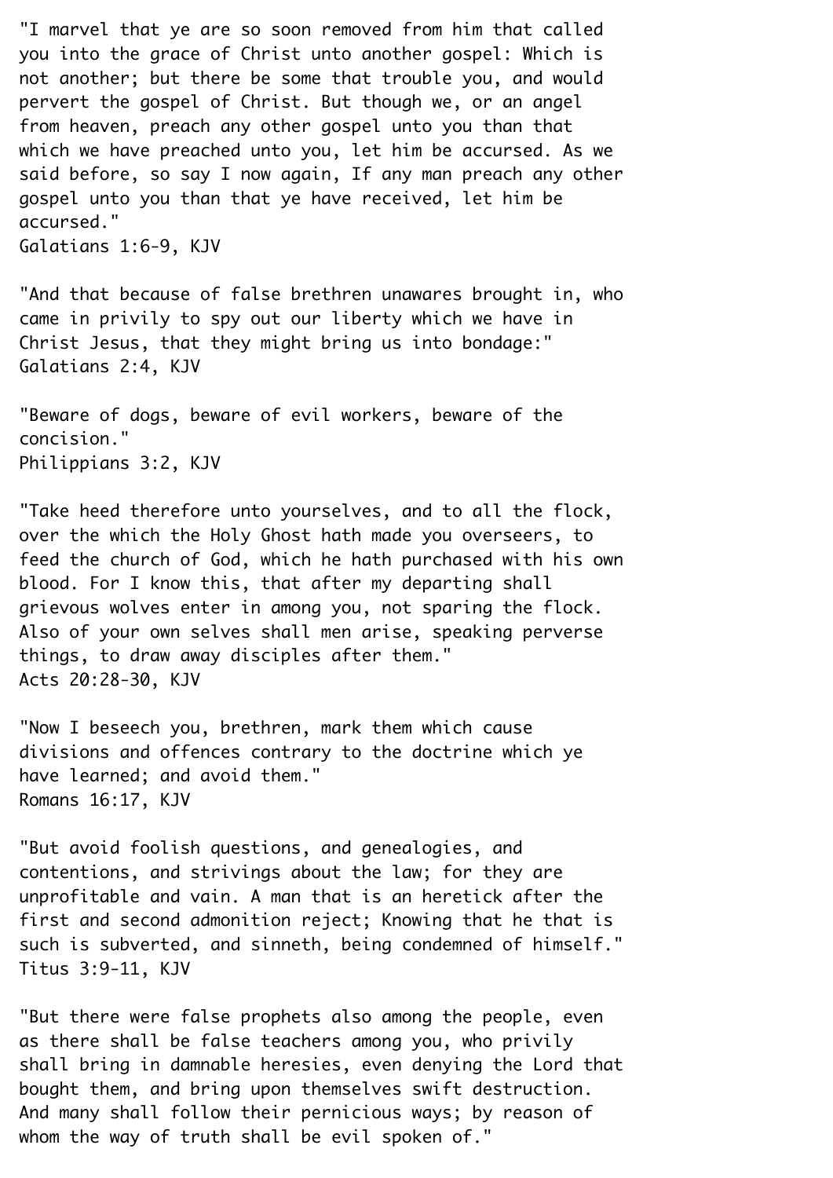"I marvel that ye are so soon removed from him that called you into the grace of Christ unto another gospel: Which is not another; but there be some that trouble you, and would pervert the gospel of Christ. But though we, or an angel from heaven, preach any other gospel unto you than that which we have preached unto you, let him be accursed. As we said before, so say I now again, If any man preach any other gospel unto you than that ye have received, let him be accursed."
Galatians 1:6-9, KJV

"And that because of false brethren unawares brought in, who came in privily to spy out our liberty which we have in Christ Jesus, that they might bring us into bondage:"
Galatians 2:4, KJV

"Beware of dogs, beware of evil workers, beware of the concision."
Philippians 3:2, KJV

"Take heed therefore unto yourselves, and to all the flock, over the which the Holy Ghost hath made you overseers, to feed the church of God, which he hath purchased with his own blood. For I know this, that after my departing shall grievous wolves enter in among you, not sparing the flock. Also of your own selves shall men arise, speaking perverse things, to draw away disciples after them."
Acts 20:28-30, KJV

"Now I beseech you, brethren, mark them which cause divisions and offences contrary to the doctrine which ye have learned; and avoid them."
Romans 16:17, KJV

"But avoid foolish questions, and genealogies, and contentions, and strivings about the law; for they are unprofitable and vain. A man that is an heretick after the first and second admonition reject; Knowing that he that is such is subverted, and sinneth, being condemned of himself."
Titus 3:9-11, KJV

"But there were false prophets also among the people, even as there shall be false teachers among you, who privily shall bring in damnable heresies, even denying the Lord that bought them, and bring upon themselves swift destruction. And many shall follow their pernicious ways; by reason of whom the way of truth shall be evil spoken of."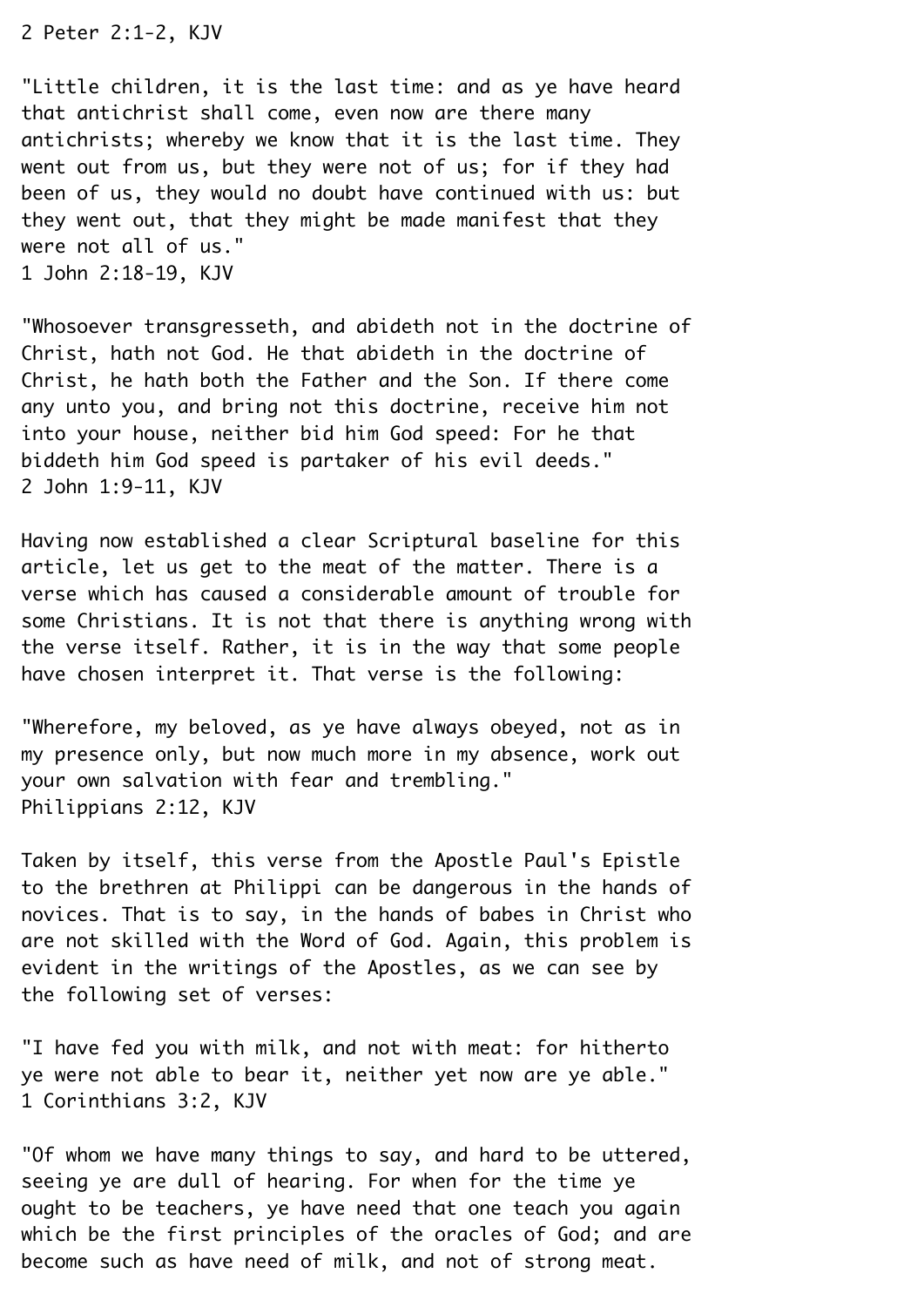2 Peter 2:1-2, KJV

"Little children, it is the last time: and as ye have heard that antichrist shall come, even now are there many antichrists; whereby we know that it is the last time. They went out from us, but they were not of us; for if they had been of us, they would no doubt have continued with us: but they went out, that they might be made manifest that they were not all of us."
1 John 2:18-19, KJV

"Whosoever transgresseth, and abideth not in the doctrine of Christ, hath not God. He that abideth in the doctrine of Christ, he hath both the Father and the Son. If there come any unto you, and bring not this doctrine, receive him not into your house, neither bid him God speed: For he that biddeth him God speed is partaker of his evil deeds."
2 John 1:9-11, KJV

Having now established a clear Scriptural baseline for this article, let us get to the meat of the matter. There is a verse which has caused a considerable amount of trouble for some Christians. It is not that there is anything wrong with the verse itself. Rather, it is in the way that some people have chosen interpret it. That verse is the following:

"Wherefore, my beloved, as ye have always obeyed, not as in my presence only, but now much more in my absence, work out your own salvation with fear and trembling."
Philippians 2:12, KJV

Taken by itself, this verse from the Apostle Paul's Epistle to the brethren at Philippi can be dangerous in the hands of novices. That is to say, in the hands of babes in Christ who are not skilled with the Word of God. Again, this problem is evident in the writings of the Apostles, as we can see by the following set of verses:

"I have fed you with milk, and not with meat: for hitherto ye were not able to bear it, neither yet now are ye able."
1 Corinthians 3:2, KJV

"Of whom we have many things to say, and hard to be uttered, seeing ye are dull of hearing. For when for the time ye ought to be teachers, ye have need that one teach you again which be the first principles of the oracles of God; and are become such as have need of milk, and not of strong meat.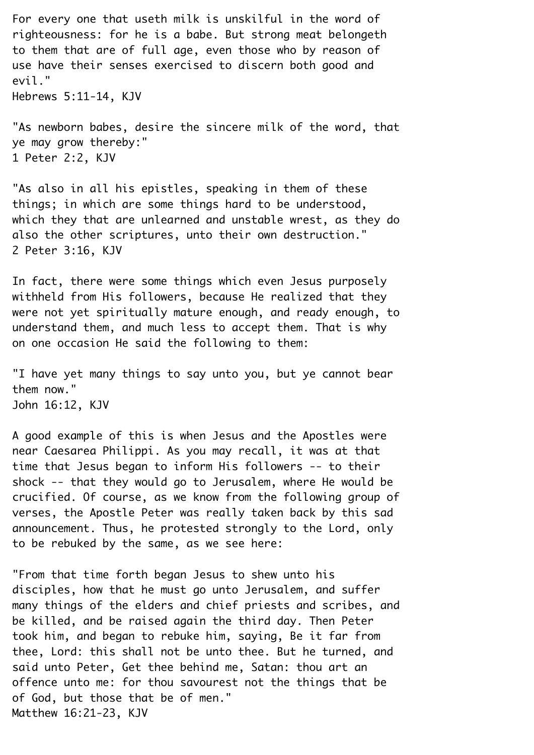For every one that useth milk is unskilful in the word of righteousness: for he is a babe. But strong meat belongeth to them that are of full age, even those who by reason of use have their senses exercised to discern both good and evil."
Hebrews 5:11-14, KJV

"As newborn babes, desire the sincere milk of the word, that ye may grow thereby:"
1 Peter 2:2, KJV

"As also in all his epistles, speaking in them of these things; in which are some things hard to be understood, which they that are unlearned and unstable wrest, as they do also the other scriptures, unto their own destruction."
2 Peter 3:16, KJV

In fact, there were some things which even Jesus purposely withheld from His followers, because He realized that they were not yet spiritually mature enough, and ready enough, to understand them, and much less to accept them. That is why on one occasion He said the following to them:

"I have yet many things to say unto you, but ye cannot bear them now."
John 16:12, KJV

A good example of this is when Jesus and the Apostles were near Caesarea Philippi. As you may recall, it was at that time that Jesus began to inform His followers -- to their shock -- that they would go to Jerusalem, where He would be crucified. Of course, as we know from the following group of verses, the Apostle Peter was really taken back by this sad announcement. Thus, he protested strongly to the Lord, only to be rebuked by the same, as we see here:

"From that time forth began Jesus to shew unto his disciples, how that he must go unto Jerusalem, and suffer many things of the elders and chief priests and scribes, and be killed, and be raised again the third day. Then Peter took him, and began to rebuke him, saying, Be it far from thee, Lord: this shall not be unto thee. But he turned, and said unto Peter, Get thee behind me, Satan: thou art an offence unto me: for thou savourest not the things that be of God, but those that be of men."
Matthew 16:21-23, KJV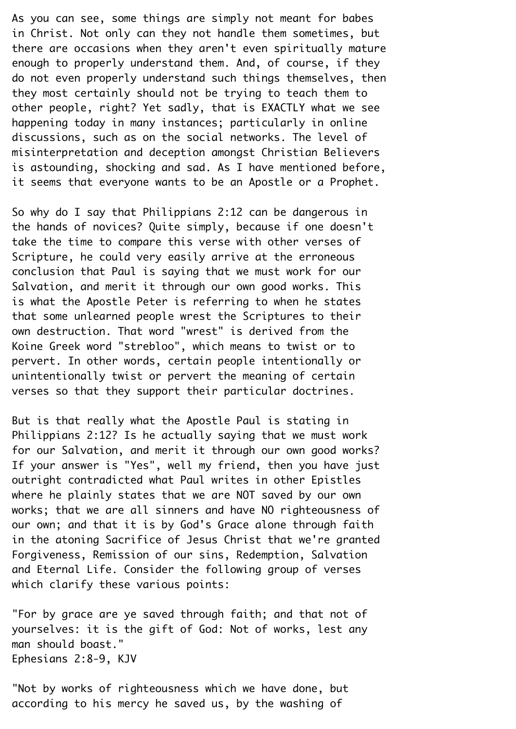As you can see, some things are simply not meant for babes in Christ. Not only can they not handle them sometimes, but there are occasions when they aren't even spiritually mature enough to properly understand them. And, of course, if they do not even properly understand such things themselves, then they most certainly should not be trying to teach them to other people, right? Yet sadly, that is EXACTLY what we see happening today in many instances; particularly in online discussions, such as on the social networks. The level of misinterpretation and deception amongst Christian Believers is astounding, shocking and sad. As I have mentioned before, it seems that everyone wants to be an Apostle or a Prophet.

So why do I say that Philippians 2:12 can be dangerous in the hands of novices? Quite simply, because if one doesn't take the time to compare this verse with other verses of Scripture, he could very easily arrive at the erroneous conclusion that Paul is saying that we must work for our Salvation, and merit it through our own good works. This is what the Apostle Peter is referring to when he states that some unlearned people wrest the Scriptures to their own destruction. That word "wrest" is derived from the Koine Greek word "strebloo", which means to twist or to pervert. In other words, certain people intentionally or unintentionally twist or pervert the meaning of certain verses so that they support their particular doctrines.

But is that really what the Apostle Paul is stating in Philippians 2:12? Is he actually saying that we must work for our Salvation, and merit it through our own good works? If your answer is "Yes", well my friend, then you have just outright contradicted what Paul writes in other Epistles where he plainly states that we are NOT saved by our own works; that we are all sinners and have NO righteousness of our own; and that it is by God's Grace alone through faith in the atoning Sacrifice of Jesus Christ that we're granted Forgiveness, Remission of our sins, Redemption, Salvation and Eternal Life. Consider the following group of verses which clarify these various points:

"For by grace are ye saved through faith; and that not of yourselves: it is the gift of God: Not of works, lest any man should boast."
Ephesians 2:8-9, KJV

"Not by works of righteousness which we have done, but according to his mercy he saved us, by the washing of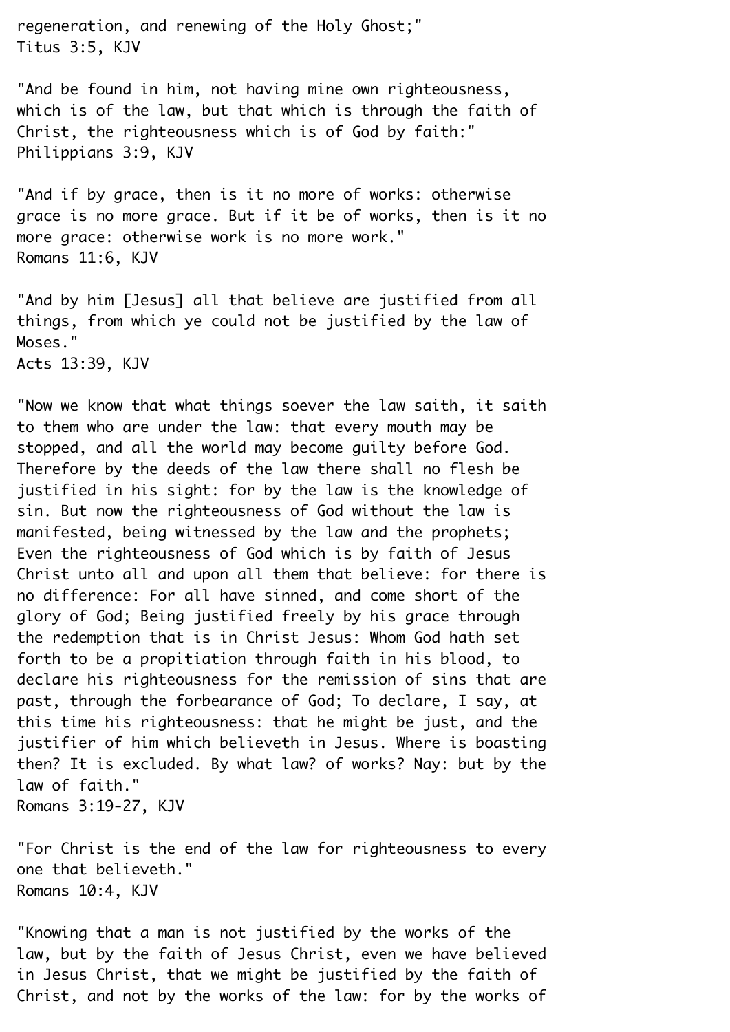regeneration, and renewing of the Holy Ghost;"
Titus 3:5, KJV

"And be found in him, not having mine own righteousness, which is of the law, but that which is through the faith of Christ, the righteousness which is of God by faith:"
Philippians 3:9, KJV

"And if by grace, then is it no more of works: otherwise grace is no more grace. But if it be of works, then is it no more grace: otherwise work is no more work."
Romans 11:6, KJV

"And by him [Jesus] all that believe are justified from all things, from which ye could not be justified by the law of Moses."
Acts 13:39, KJV

"Now we know that what things soever the law saith, it saith to them who are under the law: that every mouth may be stopped, and all the world may become guilty before God. Therefore by the deeds of the law there shall no flesh be justified in his sight: for by the law is the knowledge of sin. But now the righteousness of God without the law is manifested, being witnessed by the law and the prophets; Even the righteousness of God which is by faith of Jesus Christ unto all and upon all them that believe: for there is no difference: For all have sinned, and come short of the glory of God; Being justified freely by his grace through the redemption that is in Christ Jesus: Whom God hath set forth to be a propitiation through faith in his blood, to declare his righteousness for the remission of sins that are past, through the forbearance of God; To declare, I say, at this time his righteousness: that he might be just, and the justifier of him which believeth in Jesus. Where is boasting then? It is excluded. By what law? of works? Nay: but by the law of faith."
Romans 3:19-27, KJV

"For Christ is the end of the law for righteousness to every one that believeth."
Romans 10:4, KJV

"Knowing that a man is not justified by the works of the law, but by the faith of Jesus Christ, even we have believed in Jesus Christ, that we might be justified by the faith of Christ, and not by the works of the law: for by the works of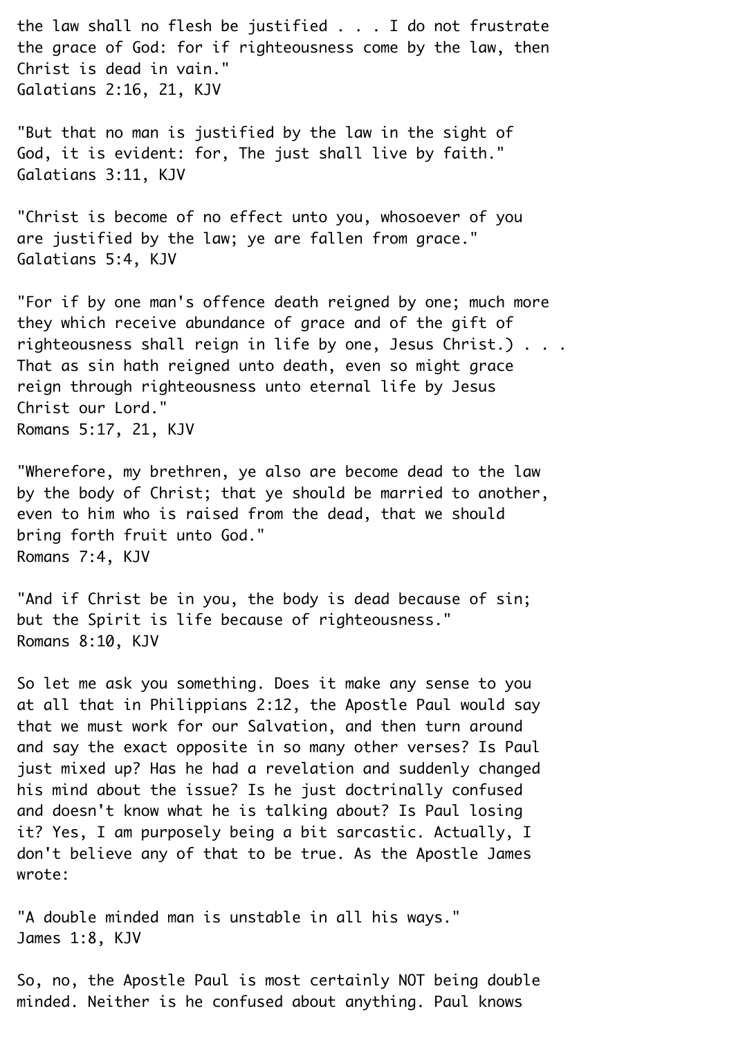the law shall no flesh be justified . . . I do not frustrate the grace of God: for if righteousness come by the law, then Christ is dead in vain."
Galatians 2:16, 21, KJV

"But that no man is justified by the law in the sight of God, it is evident: for, The just shall live by faith."
Galatians 3:11, KJV

"Christ is become of no effect unto you, whosoever of you are justified by the law; ye are fallen from grace."
Galatians 5:4, KJV

"For if by one man's offence death reigned by one; much more they which receive abundance of grace and of the gift of righteousness shall reign in life by one, Jesus Christ.) . . . That as sin hath reigned unto death, even so might grace reign through righteousness unto eternal life by Jesus Christ our Lord."
Romans 5:17, 21, KJV

"Wherefore, my brethren, ye also are become dead to the law by the body of Christ; that ye should be married to another, even to him who is raised from the dead, that we should bring forth fruit unto God."
Romans 7:4, KJV

"And if Christ be in you, the body is dead because of sin; but the Spirit is life because of righteousness."
Romans 8:10, KJV

So let me ask you something. Does it make any sense to you at all that in Philippians 2:12, the Apostle Paul would say that we must work for our Salvation, and then turn around and say the exact opposite in so many other verses? Is Paul just mixed up? Has he had a revelation and suddenly changed his mind about the issue? Is he just doctrinally confused and doesn't know what he is talking about? Is Paul losing it? Yes, I am purposely being a bit sarcastic. Actually, I don't believe any of that to be true. As the Apostle James wrote:

"A double minded man is unstable in all his ways."
James 1:8, KJV

So, no, the Apostle Paul is most certainly NOT being double minded. Neither is he confused about anything. Paul knows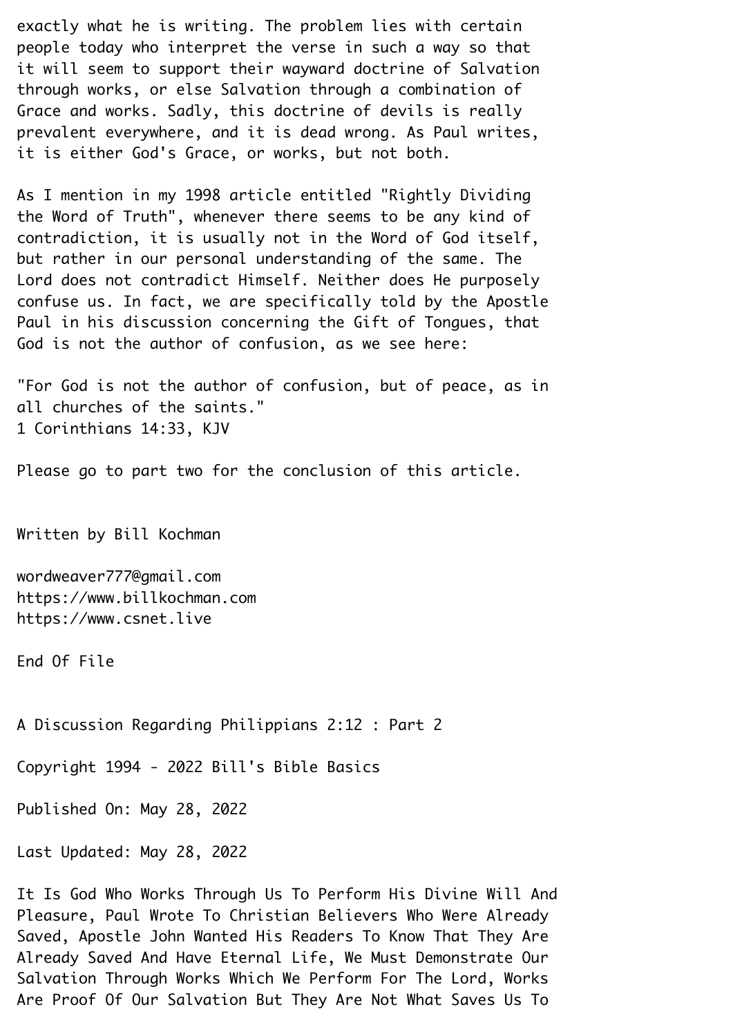exactly what he is writing. The problem lies with certain people today who interpret the verse in such a way so that it will seem to support their wayward doctrine of Salvation through works, or else Salvation through a combination of Grace and works. Sadly, this doctrine of devils is really prevalent everywhere, and it is dead wrong. As Paul writes, it is either God's Grace, or works, but not both.

As I mention in my 1998 article entitled "Rightly Dividing the Word of Truth", whenever there seems to be any kind of contradiction, it is usually not in the Word of God itself, but rather in our personal understanding of the same. The Lord does not contradict Himself. Neither does He purposely confuse us. In fact, we are specifically told by the Apostle Paul in his discussion concerning the Gift of Tongues, that God is not the author of confusion, as we see here:

"For God is not the author of confusion, but of peace, as in all churches of the saints."
1 Corinthians 14:33, KJV

Please go to part two for the conclusion of this article.

Written by Bill Kochman

wordweaver777@gmail.com
https://www.billkochman.com
https://www.csnet.live

End Of File

# A Discussion Regarding Philippians 2:12 : Part 2

Copyright 1994 - 2022 Bill's Bible Basics

Published On: May 28, 2022

Last Updated: May 28, 2022

It Is God Who Works Through Us To Perform His Divine Will And Pleasure, Paul Wrote To Christian Believers Who Were Already Saved, Apostle John Wanted His Readers To Know That They Are Already Saved And Have Eternal Life, We Must Demonstrate Our Salvation Through Works Which We Perform For The Lord, Works Are Proof Of Our Salvation But They Are Not What Saves Us To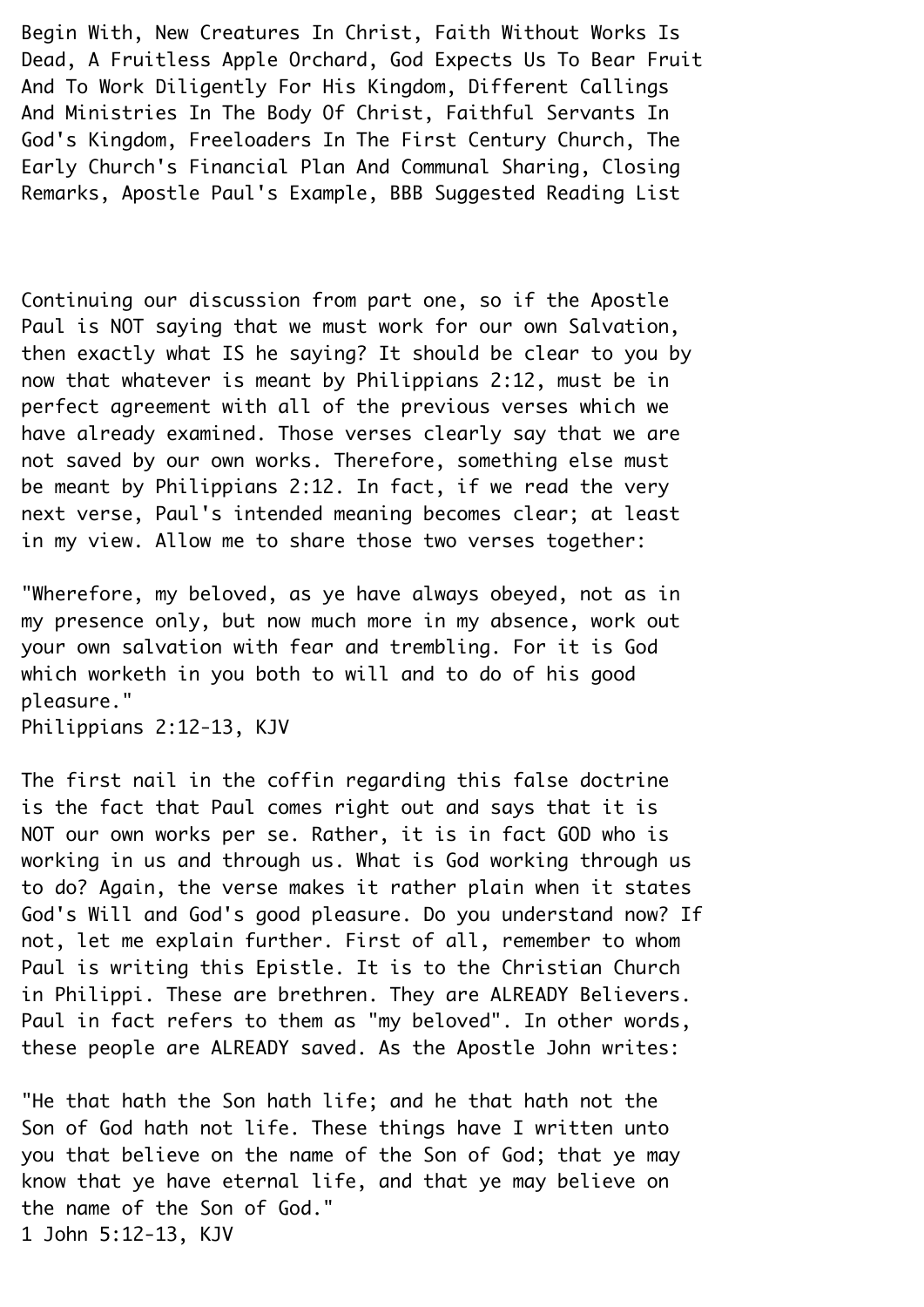Begin With, New Creatures In Christ, Faith Without Works Is Dead, A Fruitless Apple Orchard, God Expects Us To Bear Fruit And To Work Diligently For His Kingdom, Different Callings And Ministries In The Body Of Christ, Faithful Servants In God's Kingdom, Freeloaders In The First Century Church, The Early Church's Financial Plan And Communal Sharing, Closing Remarks, Apostle Paul's Example, BBB Suggested Reading List

Continuing our discussion from part one, so if the Apostle Paul is NOT saying that we must work for our own Salvation, then exactly what IS he saying? It should be clear to you by now that whatever is meant by Philippians 2:12, must be in perfect agreement with all of the previous verses which we have already examined. Those verses clearly say that we are not saved by our own works. Therefore, something else must be meant by Philippians 2:12. In fact, if we read the very next verse, Paul's intended meaning becomes clear; at least in my view. Allow me to share those two verses together:

"Wherefore, my beloved, as ye have always obeyed, not as in my presence only, but now much more in my absence, work out your own salvation with fear and trembling. For it is God which worketh in you both to will and to do of his good pleasure."
Philippians 2:12-13, KJV

The first nail in the coffin regarding this false doctrine is the fact that Paul comes right out and says that it is NOT our own works per se. Rather, it is in fact GOD who is working in us and through us. What is God working through us to do? Again, the verse makes it rather plain when it states God's Will and God's good pleasure. Do you understand now? If not, let me explain further. First of all, remember to whom Paul is writing this Epistle. It is to the Christian Church in Philippi. These are brethren. They are ALREADY Believers. Paul in fact refers to them as "my beloved". In other words, these people are ALREADY saved. As the Apostle John writes:

"He that hath the Son hath life; and he that hath not the Son of God hath not life. These things have I written unto you that believe on the name of the Son of God; that ye may know that ye have eternal life, and that ye may believe on the name of the Son of God."
1 John 5:12-13, KJV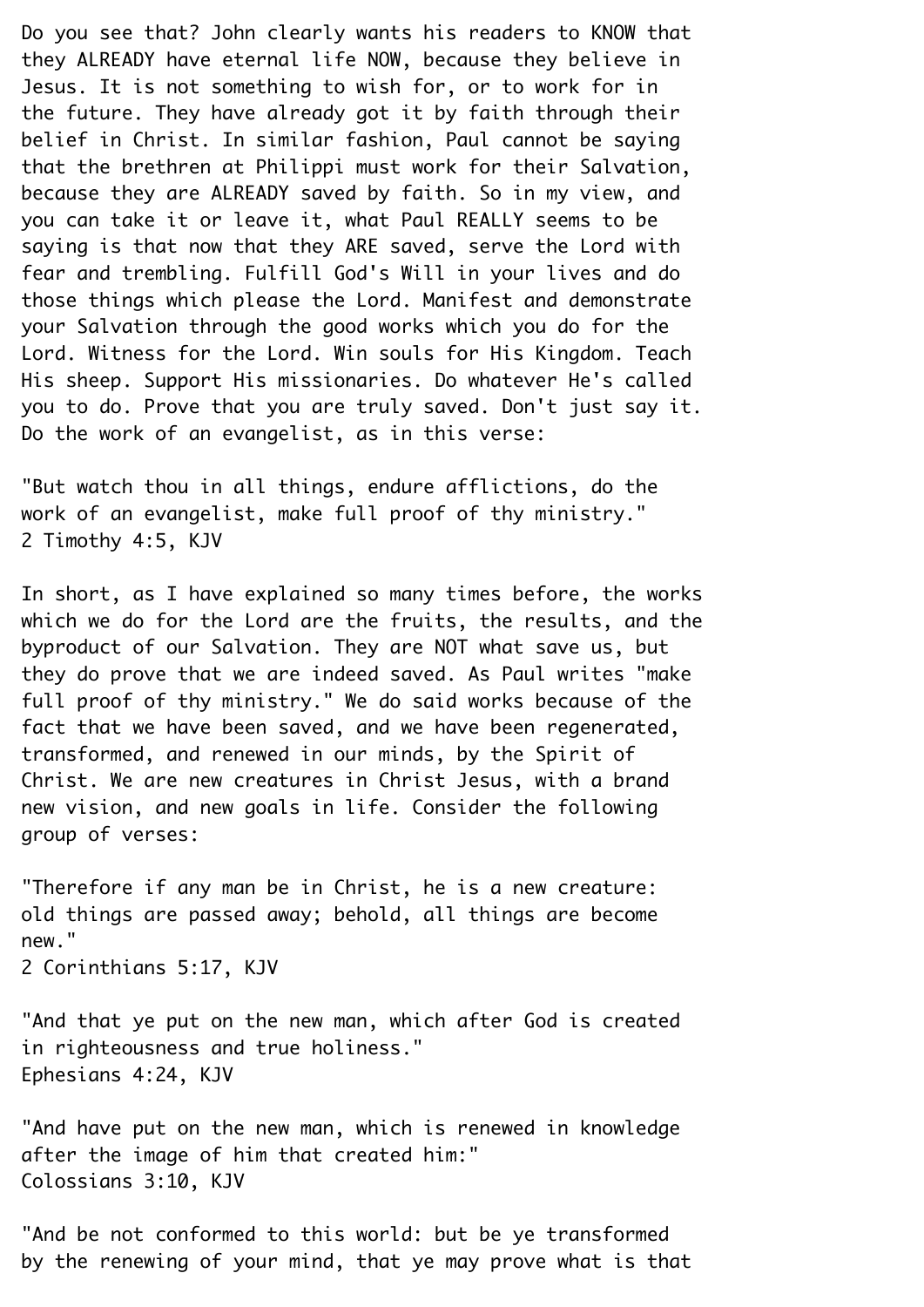Do you see that? John clearly wants his readers to KNOW that they ALREADY have eternal life NOW, because they believe in Jesus. It is not something to wish for, or to work for in the future. They have already got it by faith through their belief in Christ. In similar fashion, Paul cannot be saying that the brethren at Philippi must work for their Salvation, because they are ALREADY saved by faith. So in my view, and you can take it or leave it, what Paul REALLY seems to be saying is that now that they ARE saved, serve the Lord with fear and trembling. Fulfill God's Will in your lives and do those things which please the Lord. Manifest and demonstrate your Salvation through the good works which you do for the Lord. Witness for the Lord. Win souls for His Kingdom. Teach His sheep. Support His missionaries. Do whatever He's called you to do. Prove that you are truly saved. Don't just say it. Do the work of an evangelist, as in this verse:

"But watch thou in all things, endure afflictions, do the work of an evangelist, make full proof of thy ministry."
2 Timothy 4:5, KJV

In short, as I have explained so many times before, the works which we do for the Lord are the fruits, the results, and the byproduct of our Salvation. They are NOT what save us, but they do prove that we are indeed saved. As Paul writes "make full proof of thy ministry." We do said works because of the fact that we have been saved, and we have been regenerated, transformed, and renewed in our minds, by the Spirit of Christ. We are new creatures in Christ Jesus, with a brand new vision, and new goals in life. Consider the following group of verses:

"Therefore if any man be in Christ, he is a new creature: old things are passed away; behold, all things are become new."
2 Corinthians 5:17, KJV

"And that ye put on the new man, which after God is created in righteousness and true holiness."
Ephesians 4:24, KJV

"And have put on the new man, which is renewed in knowledge after the image of him that created him:"
Colossians 3:10, KJV

"And be not conformed to this world: but be ye transformed by the renewing of your mind, that ye may prove what is that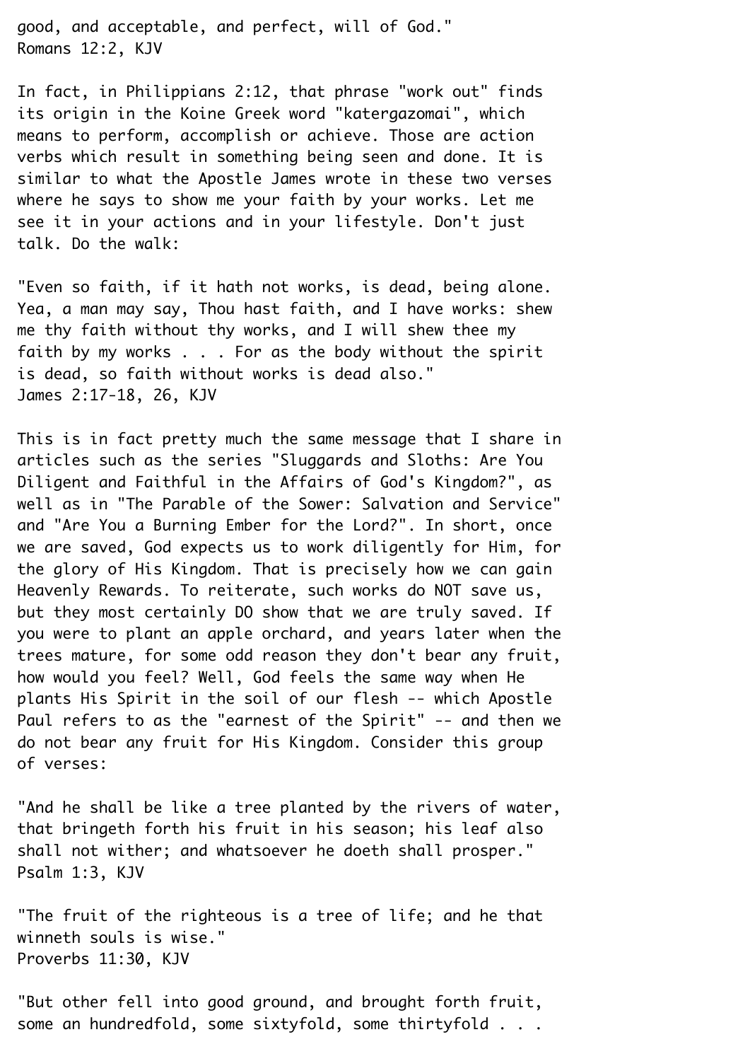good, and acceptable, and perfect, will of God."
Romans 12:2, KJV

In fact, in Philippians 2:12, that phrase "work out" finds its origin in the Koine Greek word "katergazomai", which means to perform, accomplish or achieve. Those are action verbs which result in something being seen and done. It is similar to what the Apostle James wrote in these two verses where he says to show me your faith by your works. Let me see it in your actions and in your lifestyle. Don't just talk. Do the walk:

"Even so faith, if it hath not works, is dead, being alone. Yea, a man may say, Thou hast faith, and I have works: shew me thy faith without thy works, and I will shew thee my faith by my works . . . For as the body without the spirit is dead, so faith without works is dead also."
James 2:17-18, 26, KJV

This is in fact pretty much the same message that I share in articles such as the series "Sluggards and Sloths: Are You Diligent and Faithful in the Affairs of God's Kingdom?", as well as in "The Parable of the Sower: Salvation and Service" and "Are You a Burning Ember for the Lord?". In short, once we are saved, God expects us to work diligently for Him, for the glory of His Kingdom. That is precisely how we can gain Heavenly Rewards. To reiterate, such works do NOT save us, but they most certainly DO show that we are truly saved. If you were to plant an apple orchard, and years later when the trees mature, for some odd reason they don't bear any fruit, how would you feel? Well, God feels the same way when He plants His Spirit in the soil of our flesh -- which Apostle Paul refers to as the "earnest of the Spirit" -- and then we do not bear any fruit for His Kingdom. Consider this group of verses:

"And he shall be like a tree planted by the rivers of water, that bringeth forth his fruit in his season; his leaf also shall not wither; and whatsoever he doeth shall prosper."
Psalm 1:3, KJV

"The fruit of the righteous is a tree of life; and he that winneth souls is wise."
Proverbs 11:30, KJV

"But other fell into good ground, and brought forth fruit, some an hundredfold, some sixtyfold, some thirtyfold . . .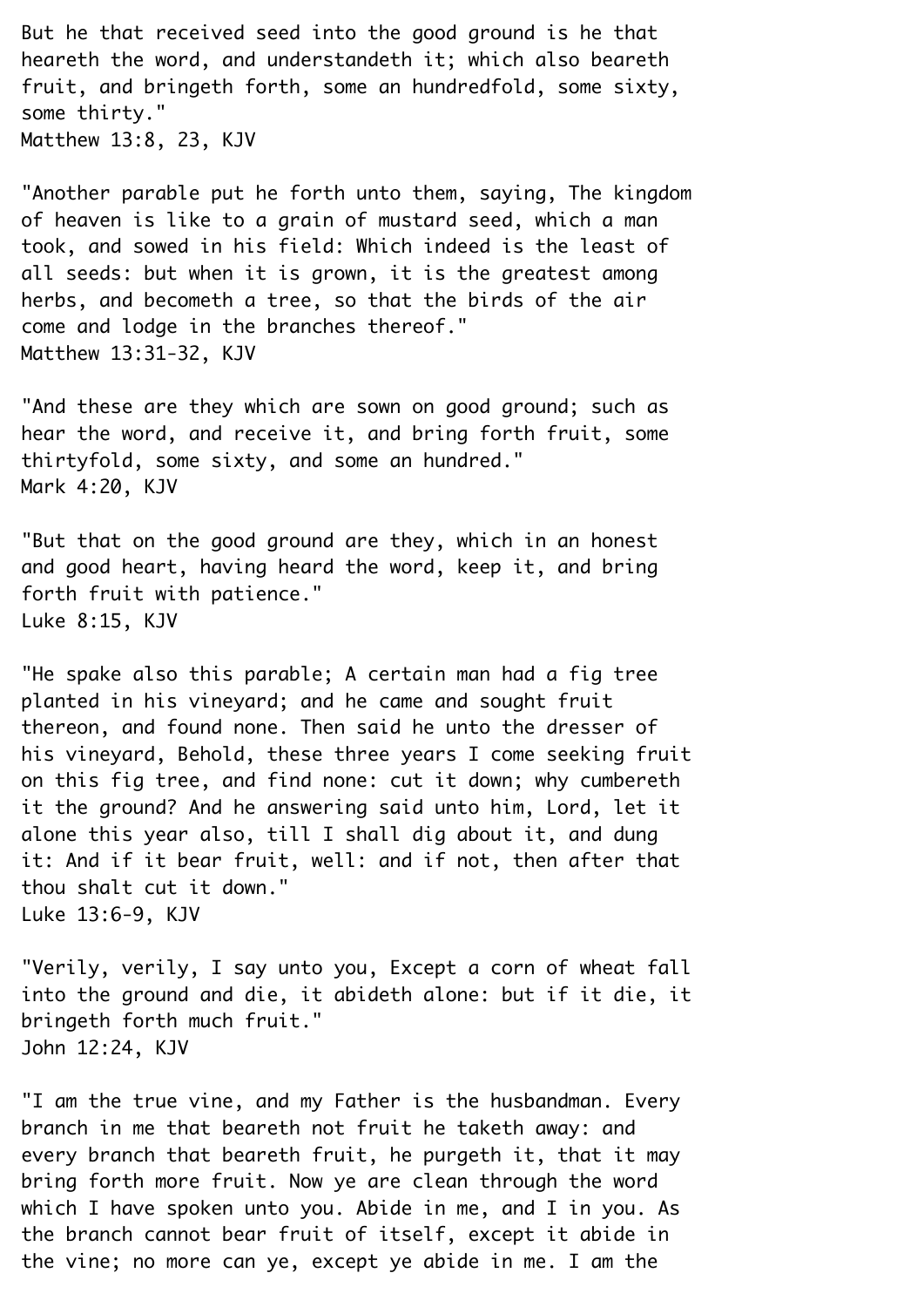But he that received seed into the good ground is he that heareth the word, and understandeth it; which also beareth fruit, and bringeth forth, some an hundredfold, some sixty, some thirty."
Matthew 13:8, 23, KJV

"Another parable put he forth unto them, saying, The kingdom of heaven is like to a grain of mustard seed, which a man took, and sowed in his field: Which indeed is the least of all seeds: but when it is grown, it is the greatest among herbs, and becometh a tree, so that the birds of the air come and lodge in the branches thereof."
Matthew 13:31-32, KJV

"And these are they which are sown on good ground; such as hear the word, and receive it, and bring forth fruit, some thirtyfold, some sixty, and some an hundred."
Mark 4:20, KJV

"But that on the good ground are they, which in an honest and good heart, having heard the word, keep it, and bring forth fruit with patience."
Luke 8:15, KJV

"He spake also this parable; A certain man had a fig tree planted in his vineyard; and he came and sought fruit thereon, and found none. Then said he unto the dresser of his vineyard, Behold, these three years I come seeking fruit on this fig tree, and find none: cut it down; why cumbereth it the ground? And he answering said unto him, Lord, let it alone this year also, till I shall dig about it, and dung it: And if it bear fruit, well: and if not, then after that thou shalt cut it down."
Luke 13:6-9, KJV

"Verily, verily, I say unto you, Except a corn of wheat fall into the ground and die, it abideth alone: but if it die, it bringeth forth much fruit."
John 12:24, KJV

"I am the true vine, and my Father is the husbandman. Every branch in me that beareth not fruit he taketh away: and every branch that beareth fruit, he purgeth it, that it may bring forth more fruit. Now ye are clean through the word which I have spoken unto you. Abide in me, and I in you. As the branch cannot bear fruit of itself, except it abide in the vine; no more can ye, except ye abide in me. I am the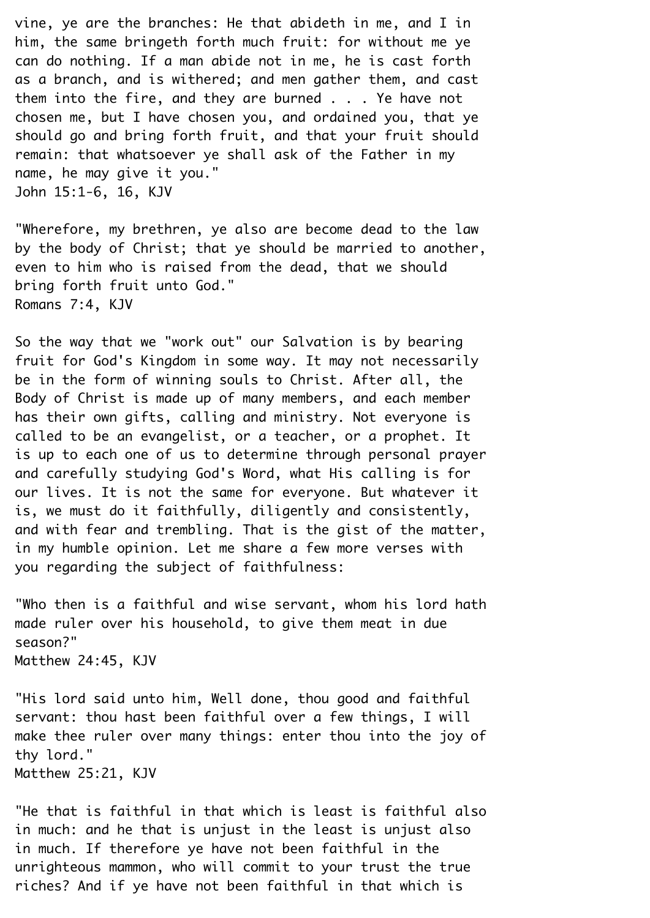vine, ye are the branches: He that abideth in me, and I in him, the same bringeth forth much fruit: for without me ye can do nothing. If a man abide not in me, he is cast forth as a branch, and is withered; and men gather them, and cast them into the fire, and they are burned . . . Ye have not chosen me, but I have chosen you, and ordained you, that ye should go and bring forth fruit, and that your fruit should remain: that whatsoever ye shall ask of the Father in my name, he may give it you."
John 15:1-6, 16, KJV

"Wherefore, my brethren, ye also are become dead to the law by the body of Christ; that ye should be married to another, even to him who is raised from the dead, that we should bring forth fruit unto God."
Romans 7:4, KJV

So the way that we "work out" our Salvation is by bearing fruit for God's Kingdom in some way. It may not necessarily be in the form of winning souls to Christ. After all, the Body of Christ is made up of many members, and each member has their own gifts, calling and ministry. Not everyone is called to be an evangelist, or a teacher, or a prophet. It is up to each one of us to determine through personal prayer and carefully studying God's Word, what His calling is for our lives. It is not the same for everyone. But whatever it is, we must do it faithfully, diligently and consistently, and with fear and trembling. That is the gist of the matter, in my humble opinion. Let me share a few more verses with you regarding the subject of faithfulness:

"Who then is a faithful and wise servant, whom his lord hath made ruler over his household, to give them meat in due season?"
Matthew 24:45, KJV

"His lord said unto him, Well done, thou good and faithful servant: thou hast been faithful over a few things, I will make thee ruler over many things: enter thou into the joy of thy lord."
Matthew 25:21, KJV

"He that is faithful in that which is least is faithful also in much: and he that is unjust in the least is unjust also in much. If therefore ye have not been faithful in the unrighteous mammon, who will commit to your trust the true riches? And if ye have not been faithful in that which is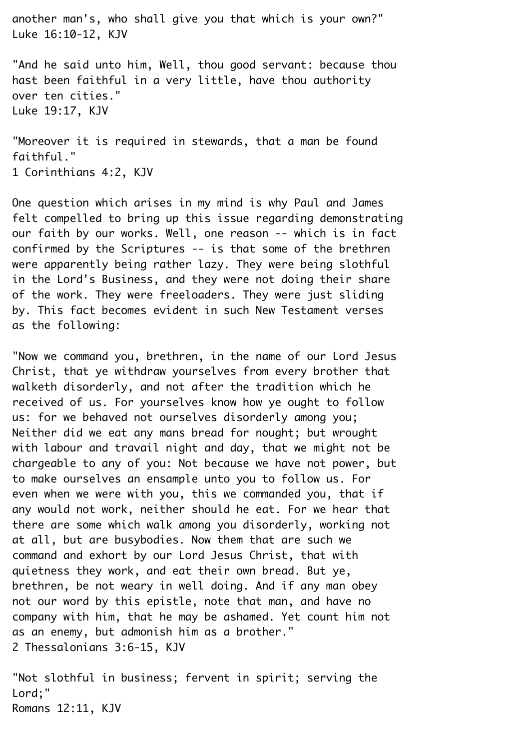another man's, who shall give you that which is your own?"
Luke 16:10-12, KJV

"And he said unto him, Well, thou good servant: because thou hast been faithful in a very little, have thou authority over ten cities."
Luke 19:17, KJV

"Moreover it is required in stewards, that a man be found faithful."
1 Corinthians 4:2, KJV

One question which arises in my mind is why Paul and James felt compelled to bring up this issue regarding demonstrating our faith by our works. Well, one reason -- which is in fact confirmed by the Scriptures -- is that some of the brethren were apparently being rather lazy. They were being slothful in the Lord's Business, and they were not doing their share of the work. They were freeloaders. They were just sliding by. This fact becomes evident in such New Testament verses as the following:

"Now we command you, brethren, in the name of our Lord Jesus Christ, that ye withdraw yourselves from every brother that walketh disorderly, and not after the tradition which he received of us. For yourselves know how ye ought to follow us: for we behaved not ourselves disorderly among you; Neither did we eat any mans bread for nought; but wrought with labour and travail night and day, that we might not be chargeable to any of you: Not because we have not power, but to make ourselves an ensample unto you to follow us. For even when we were with you, this we commanded you, that if any would not work, neither should he eat. For we hear that there are some which walk among you disorderly, working not at all, but are busybodies. Now them that are such we command and exhort by our Lord Jesus Christ, that with quietness they work, and eat their own bread. But ye, brethren, be not weary in well doing. And if any man obey not our word by this epistle, note that man, and have no company with him, that he may be ashamed. Yet count him not as an enemy, but admonish him as a brother."
2 Thessalonians 3:6-15, KJV

"Not slothful in business; fervent in spirit; serving the Lord;"
Romans 12:11, KJV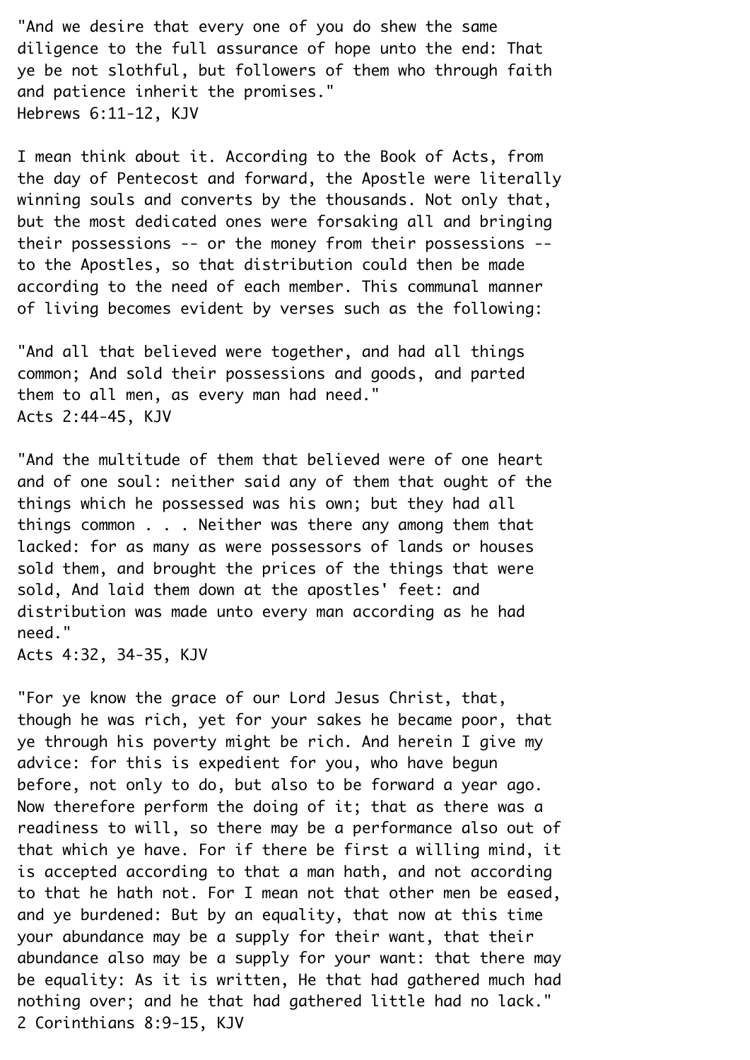"And we desire that every one of you do shew the same diligence to the full assurance of hope unto the end: That ye be not slothful, but followers of them who through faith and patience inherit the promises."
Hebrews 6:11-12, KJV

I mean think about it. According to the Book of Acts, from the day of Pentecost and forward, the Apostle were literally winning souls and converts by the thousands. Not only that, but the most dedicated ones were forsaking all and bringing their possessions -- or the money from their possessions -- to the Apostles, so that distribution could then be made according to the need of each member. This communal manner of living becomes evident by verses such as the following:

"And all that believed were together, and had all things common; And sold their possessions and goods, and parted them to all men, as every man had need."
Acts 2:44-45, KJV

"And the multitude of them that believed were of one heart and of one soul: neither said any of them that ought of the things which he possessed was his own; but they had all things common . . . Neither was there any among them that lacked: for as many as were possessors of lands or houses sold them, and brought the prices of the things that were sold, And laid them down at the apostles' feet: and distribution was made unto every man according as he had need."
Acts 4:32, 34-35, KJV

"For ye know the grace of our Lord Jesus Christ, that, though he was rich, yet for your sakes he became poor, that ye through his poverty might be rich. And herein I give my advice: for this is expedient for you, who have begun before, not only to do, but also to be forward a year ago. Now therefore perform the doing of it; that as there was a readiness to will, so there may be a performance also out of that which ye have. For if there be first a willing mind, it is accepted according to that a man hath, and not according to that he hath not. For I mean not that other men be eased, and ye burdened: But by an equality, that now at this time your abundance may be a supply for their want, that their abundance also may be a supply for your want: that there may be equality: As it is written, He that had gathered much had nothing over; and he that had gathered little had no lack."
2 Corinthians 8:9-15, KJV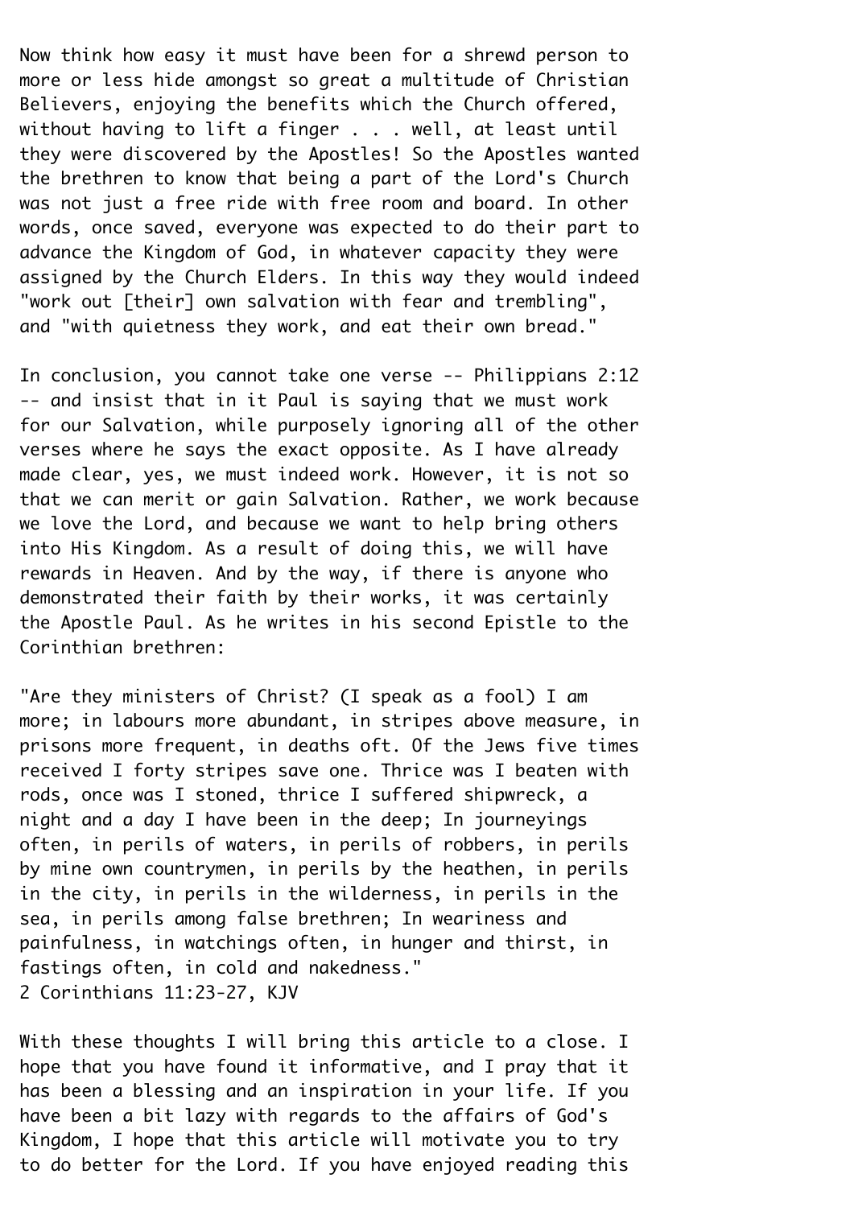Now think how easy it must have been for a shrewd person to more or less hide amongst so great a multitude of Christian Believers, enjoying the benefits which the Church offered, without having to lift a finger . . . well, at least until they were discovered by the Apostles! So the Apostles wanted the brethren to know that being a part of the Lord's Church was not just a free ride with free room and board. In other words, once saved, everyone was expected to do their part to advance the Kingdom of God, in whatever capacity they were assigned by the Church Elders. In this way they would indeed "work out [their] own salvation with fear and trembling", and "with quietness they work, and eat their own bread."

In conclusion, you cannot take one verse -- Philippians 2:12 -- and insist that in it Paul is saying that we must work for our Salvation, while purposely ignoring all of the other verses where he says the exact opposite. As I have already made clear, yes, we must indeed work. However, it is not so that we can merit or gain Salvation. Rather, we work because we love the Lord, and because we want to help bring others into His Kingdom. As a result of doing this, we will have rewards in Heaven. And by the way, if there is anyone who demonstrated their faith by their works, it was certainly the Apostle Paul. As he writes in his second Epistle to the Corinthian brethren:

"Are they ministers of Christ? (I speak as a fool) I am more; in labours more abundant, in stripes above measure, in prisons more frequent, in deaths oft. Of the Jews five times received I forty stripes save one. Thrice was I beaten with rods, once was I stoned, thrice I suffered shipwreck, a night and a day I have been in the deep; In journeyings often, in perils of waters, in perils of robbers, in perils by mine own countrymen, in perils by the heathen, in perils in the city, in perils in the wilderness, in perils in the sea, in perils among false brethren; In weariness and painfulness, in watchings often, in hunger and thirst, in fastings often, in cold and nakedness."
2 Corinthians 11:23-27, KJV

With these thoughts I will bring this article to a close. I hope that you have found it informative, and I pray that it has been a blessing and an inspiration in your life. If you have been a bit lazy with regards to the affairs of God's Kingdom, I hope that this article will motivate you to try to do better for the Lord. If you have enjoyed reading this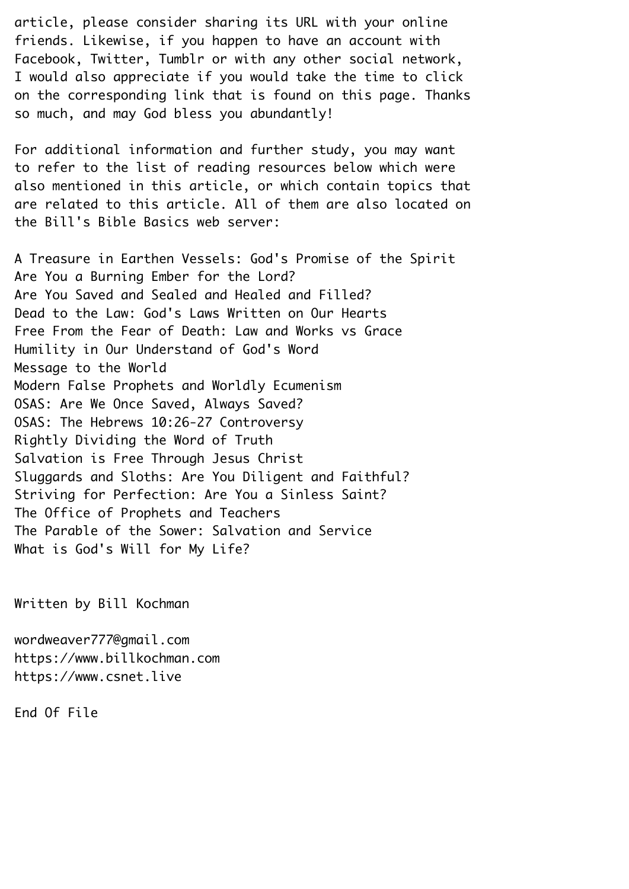article, please consider sharing its URL with your online friends. Likewise, if you happen to have an account with Facebook, Twitter, Tumblr or with any other social network, I would also appreciate if you would take the time to click on the corresponding link that is found on this page. Thanks so much, and may God bless you abundantly!

For additional information and further study, you may want to refer to the list of reading resources below which were also mentioned in this article, or which contain topics that are related to this article. All of them are also located on the Bill's Bible Basics web server:

A Treasure in Earthen Vessels: God's Promise of the Spirit
Are You a Burning Ember for the Lord?
Are You Saved and Sealed and Healed and Filled?
Dead to the Law: God's Laws Written on Our Hearts
Free From the Fear of Death: Law and Works vs Grace
Humility in Our Understand of God's Word
Message to the World
Modern False Prophets and Worldly Ecumenism
OSAS: Are We Once Saved, Always Saved?
OSAS: The Hebrews 10:26-27 Controversy
Rightly Dividing the Word of Truth
Salvation is Free Through Jesus Christ
Sluggards and Sloths: Are You Diligent and Faithful?
Striving for Perfection: Are You a Sinless Saint?
The Office of Prophets and Teachers
The Parable of the Sower: Salvation and Service
What is God's Will for My Life?

Written by Bill Kochman

wordweaver777@gmail.com
https://www.billkochman.com
https://www.csnet.live

End Of File